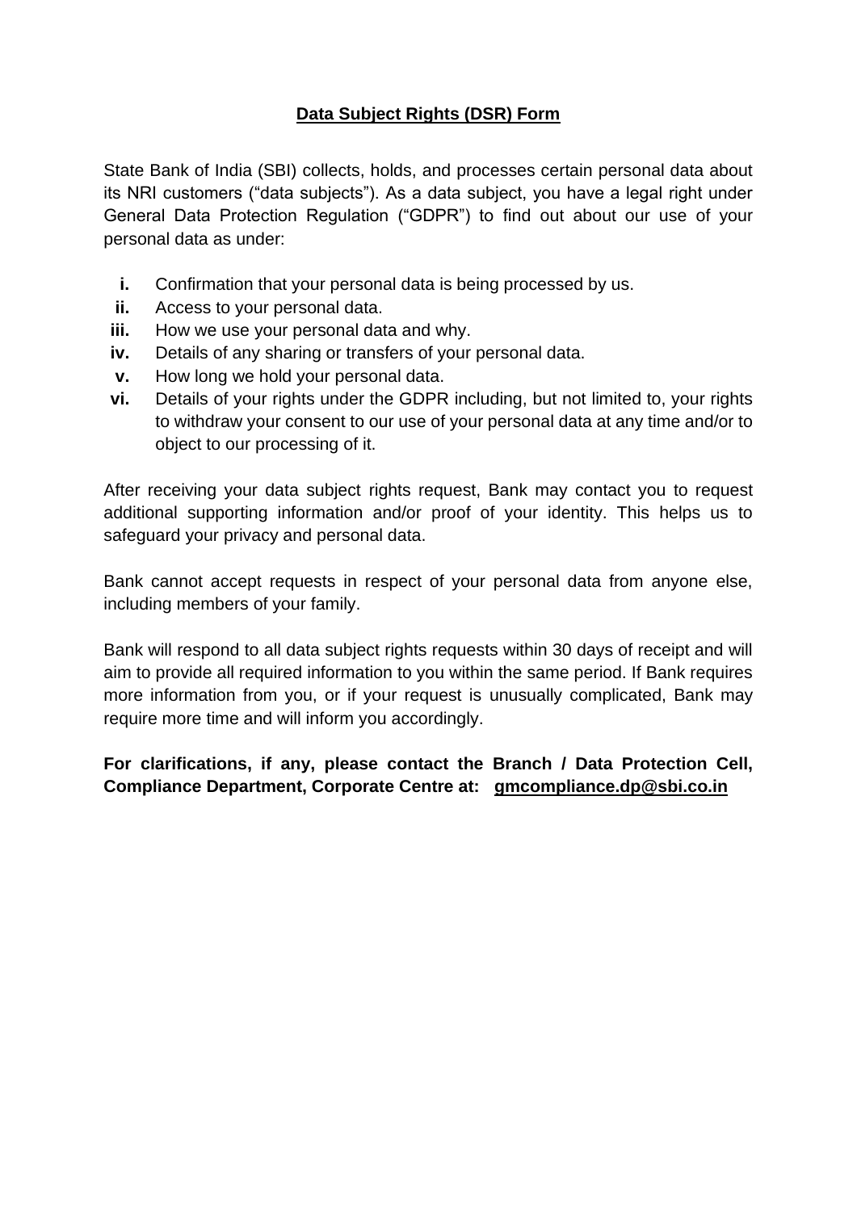# Data Subject Rights (DSR) Form

State Bank of India (SBI) collects, holds, and processes certain personal data about its NRI customers ("data subjects"). As a data subject, you have a legal right under General Data Protection Regulation ("GDPR") to find out about our use of your personal data as under:

- **i.** Confirmation that your personal data is being processed by us.
- **ii.** Access to your personal data.
- **iii.** How we use your personal data and why.
- **iv.** Details of any sharing or transfers of your personal data.
- **v.** How long we hold your personal data.
- **vi.** Details of your rights under the GDPR including, but not limited to, your rights to withdraw your consent to our use of your personal data at any time and/or to object to our processing of it.

After receiving your data subject rights request, Bank may contact you to request additional supporting information and/or proof of your identity. This helps us to safeguard your privacy and personal data.

Bank cannot accept requests in respect of your personal data from anyone else, including members of your family.

Bank will respond to all data subject rights requests within 30 days of receipt and will aim to provide all required information to you within the same period. If Bank requires more information from you, or if your request is unusually complicated, Bank may require more time and will inform you accordingly.

**For clarifications, if any, please contact the Branch / Data Protection Cell, Compliance Department, Corporate Centre at: gmcompliance.dp@sbi.co.in**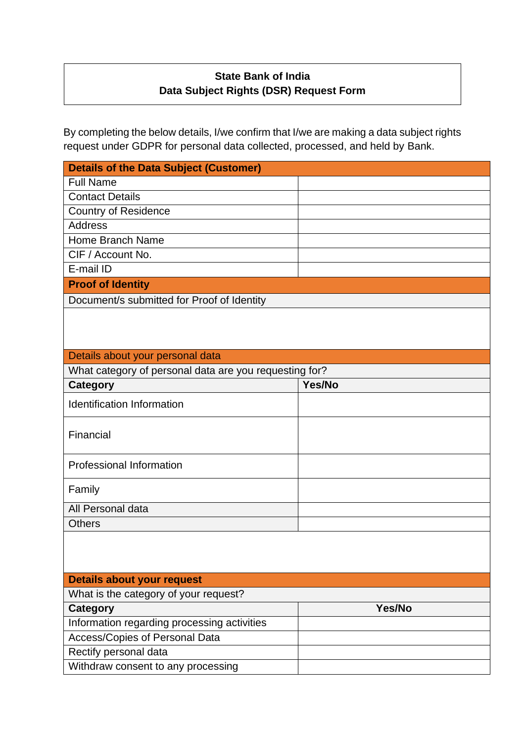**State Bank of India**
**Data Subject Rights (DSR) Request Form**

By completing the below details, I/we confirm that I/we are making a data subject rights request under GDPR for personal data collected, processed, and held by Bank.

| **Details of the Data Subject (Customer)** | |
|---|---|
| Full Name | |
| Contact Details | |
| Country of Residence | |
| Address | |
| Home Branch Name | |
| CIF / Account No. | |
| E-mail ID | |

| **Proof of Identity** |
|---|
| Document/s submitted for Proof of Identity |
| |

| Details about your personal data | |
|---|---|
| What category of personal data are you requesting for? | |
| **Category** | **Yes/No** |
| Identification Information | |
| Financial | |
| Professional Information | |
| Family | |
| All Personal data | |
| Others | |
| | |

| **Details about your request** | |
|---|---|
| What is the category of your request? | |
| **Category** | **Yes/No** |
| Information regarding processing activities | |
| Access/Copies of Personal Data | |
| Rectify personal data | |
| Withdraw consent to any processing | |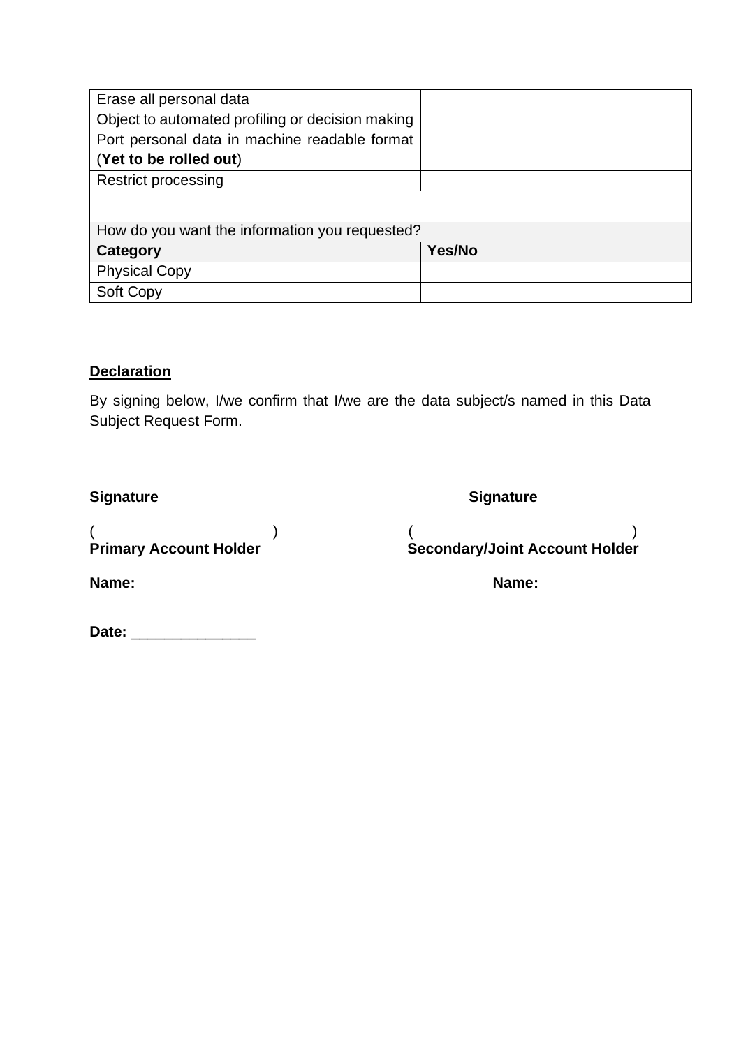| | |
|---|---|
| Erase all personal data | |
| Object to automated profiling or decision making | |
| Port personal data in machine readable format (**Yet to be rolled out**) | |
| Restrict processing | |
| | |
| How do you want the information you requested? | |
| **Category** | **Yes/No** |
| Physical Copy | |
| Soft Copy | |

**Declaration**

By signing below, I/we confirm that I/we are the data subject/s named in this Data Subject Request Form.

**Signature**

( )
**Primary Account Holder**

**Name:**

**Signature**

( )
**Secondary/Joint Account Holder**

**Name:**

**Date:** _______________